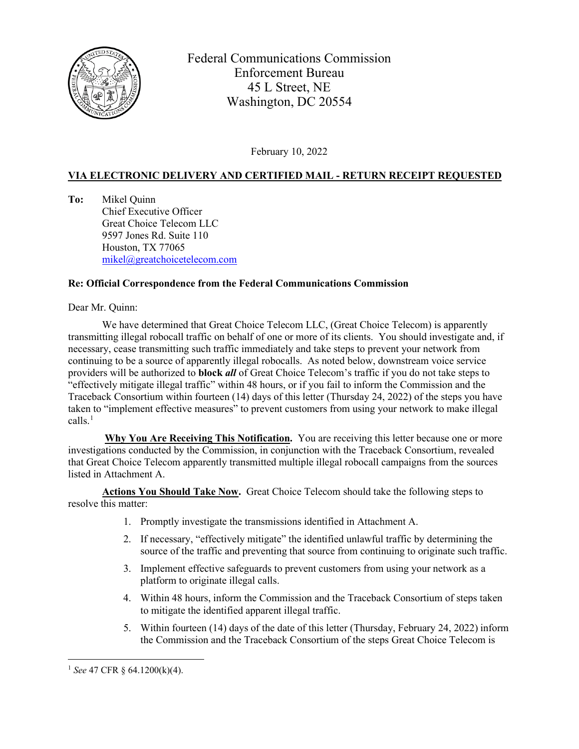Federal Communications Commission
Enforcement Bureau
45 L Street, NE
Washington, DC 20554

February 10, 2022

**VIA ELECTRONIC DELIVERY AND CERTIFIED MAIL - RETURN RECEIPT REQUESTED**

**To:** Mikel Quinn
Chief Executive Officer
Great Choice Telecom LLC
9597 Jones Rd. Suite 110
Houston, TX 77065
mikel@greatchoicetelecom.com

**Re: Official Correspondence from the Federal Communications Commission**

Dear Mr. Quinn:

We have determined that Great Choice Telecom LLC, (Great Choice Telecom) is apparently transmitting illegal robocall traffic on behalf of one or more of its clients. You should investigate and, if necessary, cease transmitting such traffic immediately and take steps to prevent your network from continuing to be a source of apparently illegal robocalls. As noted below, downstream voice service providers will be authorized to **block *all*** of Great Choice Telecom's traffic if you do not take steps to "effectively mitigate illegal traffic" within 48 hours, or if you fail to inform the Commission and the Traceback Consortium within fourteen (14) days of this letter (Thursday 24, 2022) of the steps you have taken to "implement effective measures" to prevent customers from using your network to make illegal calls.[1]

**Why You Are Receiving This Notification.** You are receiving this letter because one or more investigations conducted by the Commission, in conjunction with the Traceback Consortium, revealed that Great Choice Telecom apparently transmitted multiple illegal robocall campaigns from the sources listed in Attachment A.

**Actions You Should Take Now.** Great Choice Telecom should take the following steps to resolve this matter:

1. Promptly investigate the transmissions identified in Attachment A.
2. If necessary, "effectively mitigate" the identified unlawful traffic by determining the source of the traffic and preventing that source from continuing to originate such traffic.
3. Implement effective safeguards to prevent customers from using your network as a platform to originate illegal calls.
4. Within 48 hours, inform the Commission and the Traceback Consortium of steps taken to mitigate the identified apparent illegal traffic.
5. Within fourteen (14) days of the date of this letter (Thursday, February 24, 2022) inform the Commission and the Traceback Consortium of the steps Great Choice Telecom is

[1] *See* 47 CFR § 64.1200(k)(4).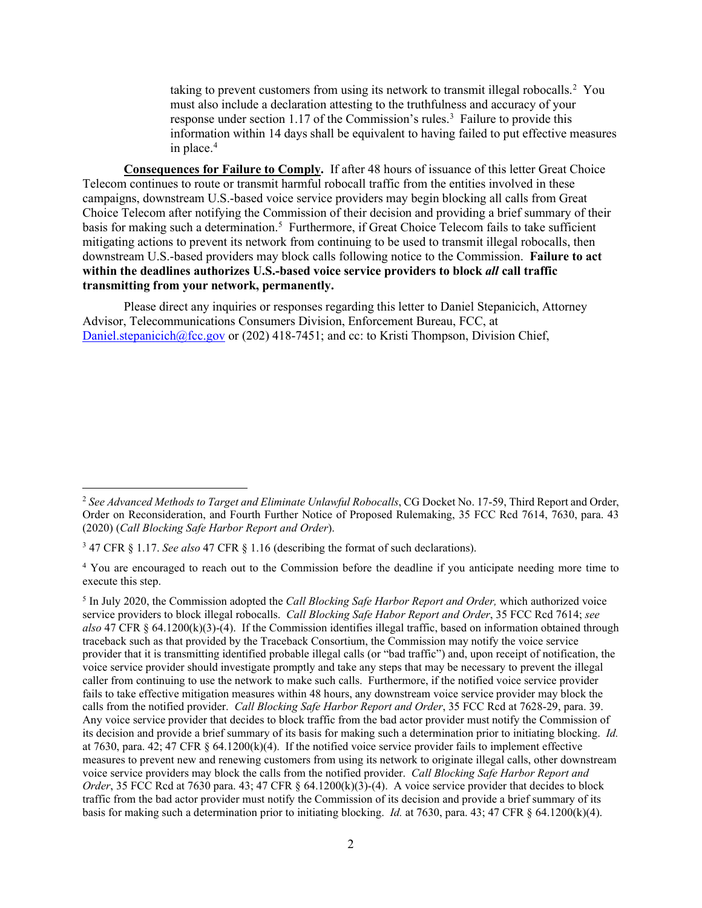taking to prevent customers from using its network to transmit illegal robocalls.[2] You must also include a declaration attesting to the truthfulness and accuracy of your response under section 1.17 of the Commission's rules.[3] Failure to provide this information within 14 days shall be equivalent to having failed to put effective measures in place.[4]

**Consequences for Failure to Comply.** If after 48 hours of issuance of this letter Great Choice Telecom continues to route or transmit harmful robocall traffic from the entities involved in these campaigns, downstream U.S.-based voice service providers may begin blocking all calls from Great Choice Telecom after notifying the Commission of their decision and providing a brief summary of their basis for making such a determination.[5] Furthermore, if Great Choice Telecom fails to take sufficient mitigating actions to prevent its network from continuing to be used to transmit illegal robocalls, then downstream U.S.-based providers may block calls following notice to the Commission. **Failure to act within the deadlines authorizes U.S.-based voice service providers to block *all* call traffic transmitting from your network, permanently.**

Please direct any inquiries or responses regarding this letter to Daniel Stepanicich, Attorney Advisor, Telecommunications Consumers Division, Enforcement Bureau, FCC, at Daniel.stepanicich@fcc.gov or (202) 418-7451; and cc: to Kristi Thompson, Division Chief,

---

[2] *See Advanced Methods to Target and Eliminate Unlawful Robocalls*, CG Docket No. 17-59, Third Report and Order, Order on Reconsideration, and Fourth Further Notice of Proposed Rulemaking, 35 FCC Rcd 7614, 7630, para. 43 (2020) (*Call Blocking Safe Harbor Report and Order*).

[3] 47 CFR § 1.17. *See also* 47 CFR § 1.16 (describing the format of such declarations).

[4] You are encouraged to reach out to the Commission before the deadline if you anticipate needing more time to execute this step.

[5] In July 2020, the Commission adopted the *Call Blocking Safe Harbor Report and Order,* which authorized voice service providers to block illegal robocalls. *Call Blocking Safe Habor Report and Order*, 35 FCC Rcd 7614; *see also* 47 CFR § 64.1200(k)(3)-(4). If the Commission identifies illegal traffic, based on information obtained through traceback such as that provided by the Traceback Consortium, the Commission may notify the voice service provider that it is transmitting identified probable illegal calls (or "bad traffic") and, upon receipt of notification, the voice service provider should investigate promptly and take any steps that may be necessary to prevent the illegal caller from continuing to use the network to make such calls. Furthermore, if the notified voice service provider fails to take effective mitigation measures within 48 hours, any downstream voice service provider may block the calls from the notified provider. *Call Blocking Safe Harbor Report and Order*, 35 FCC Rcd at 7628-29, para. 39. Any voice service provider that decides to block traffic from the bad actor provider must notify the Commission of its decision and provide a brief summary of its basis for making such a determination prior to initiating blocking. *Id.* at 7630, para. 42; 47 CFR § 64.1200(k)(4). If the notified voice service provider fails to implement effective measures to prevent new and renewing customers from using its network to originate illegal calls, other downstream voice service providers may block the calls from the notified provider. *Call Blocking Safe Harbor Report and Order*, 35 FCC Rcd at 7630 para. 43; 47 CFR § 64.1200(k)(3)-(4). A voice service provider that decides to block traffic from the bad actor provider must notify the Commission of its decision and provide a brief summary of its basis for making such a determination prior to initiating blocking. *Id.* at 7630, para. 43; 47 CFR § 64.1200(k)(4).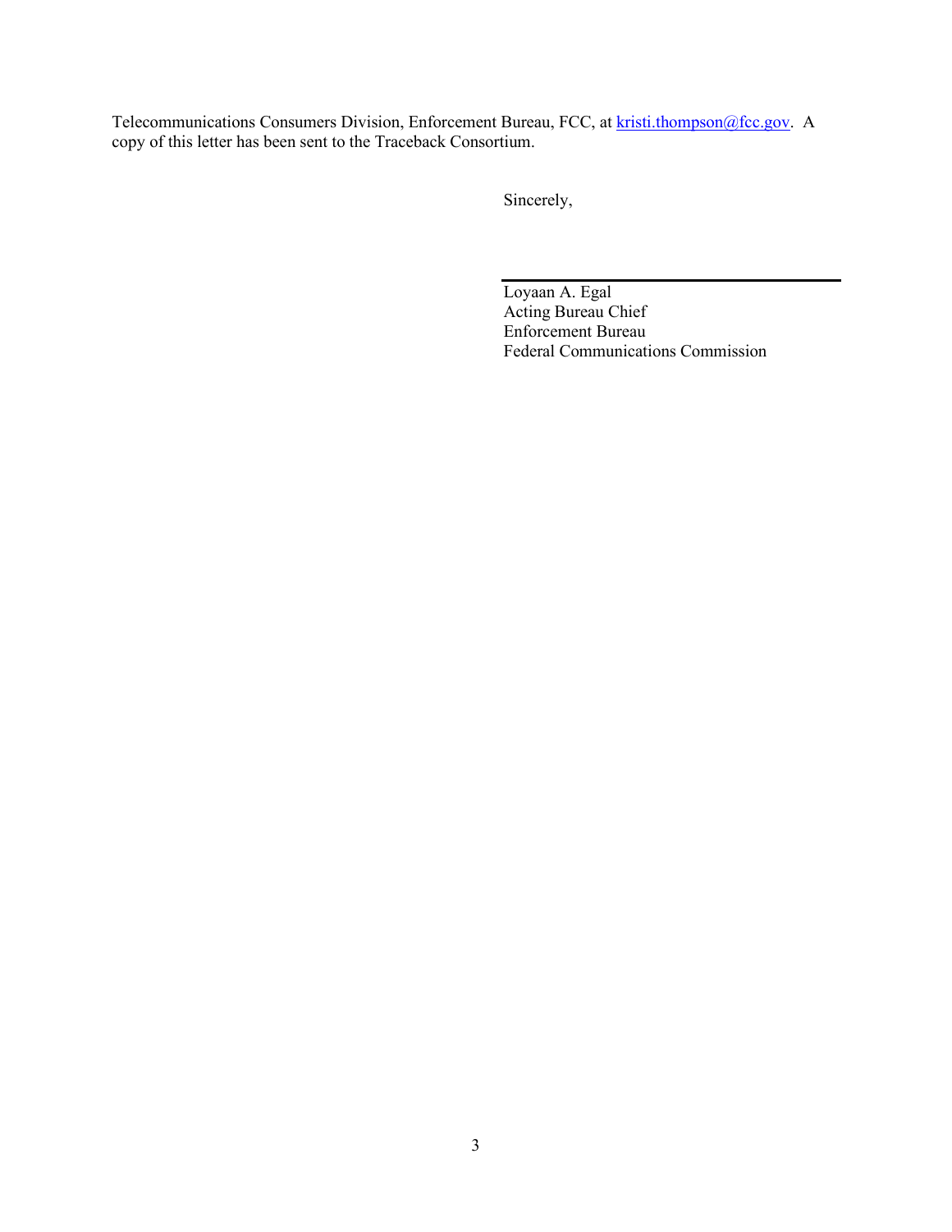Telecommunications Consumers Division, Enforcement Bureau, FCC, at kristi.thompson@fcc.gov. A copy of this letter has been sent to the Traceback Consortium.

Sincerely,

Loyaan A. Egal
Acting Bureau Chief
Enforcement Bureau
Federal Communications Commission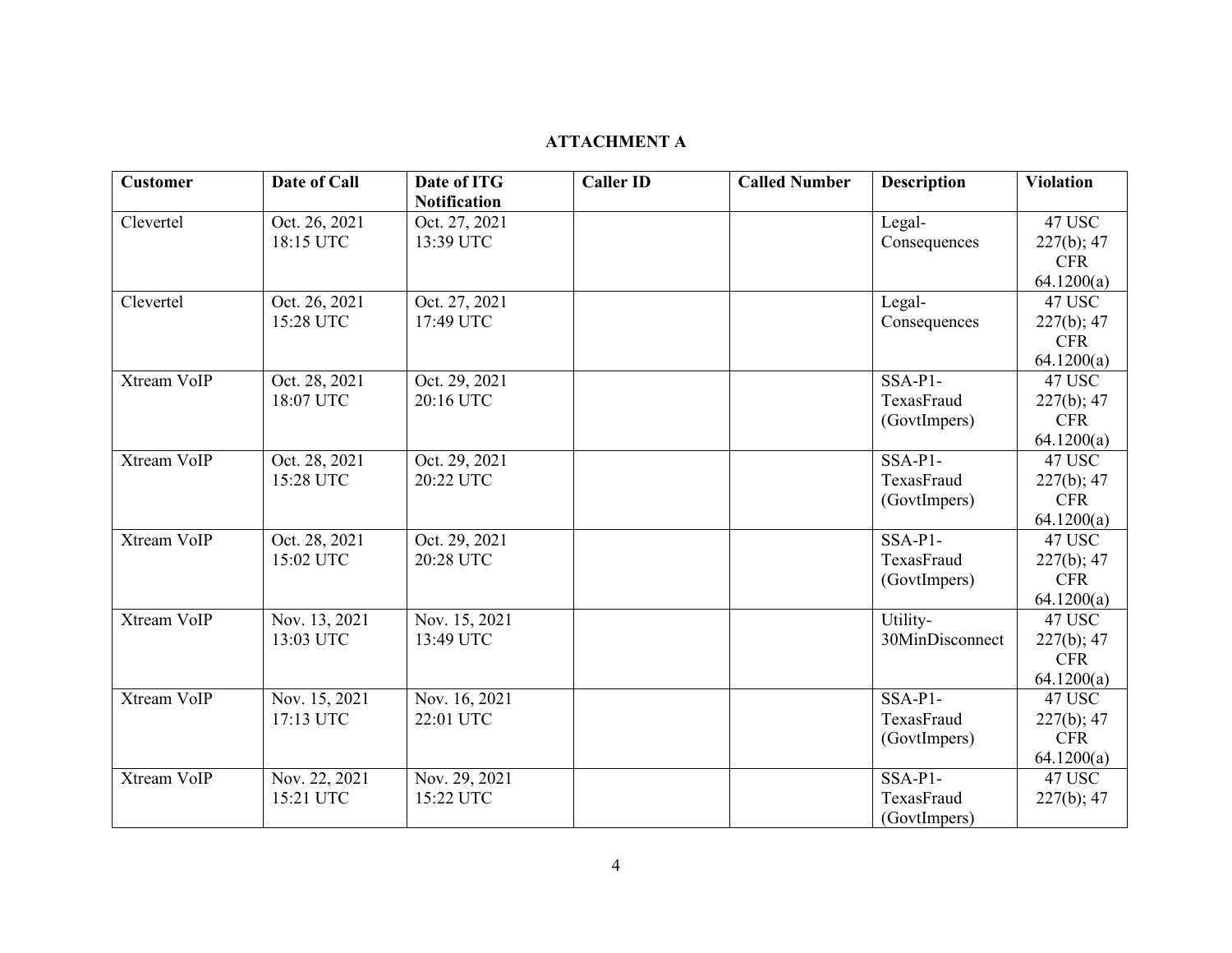**ATTACHMENT A**

| Customer | Date of Call | Date of ITG Notification | Caller ID | Called Number | Description | Violation |
|---|---|---|---|---|---|---|
| Clevertel | Oct. 26, 2021 18:15 UTC | Oct. 27, 2021 13:39 UTC | | | Legal-Consequences | 47 USC 227(b); 47 CFR 64.1200(a) |
| Clevertel | Oct. 26, 2021 15:28 UTC | Oct. 27, 2021 17:49 UTC | | | Legal-Consequences | 47 USC 227(b); 47 CFR 64.1200(a) |
| Xtream VoIP | Oct. 28, 2021 18:07 UTC | Oct. 29, 2021 20:16 UTC | | | SSA-P1-TexasFraud (GovtImpers) | 47 USC 227(b); 47 CFR 64.1200(a) |
| Xtream VoIP | Oct. 28, 2021 15:28 UTC | Oct. 29, 2021 20:22 UTC | | | SSA-P1-TexasFraud (GovtImpers) | 47 USC 227(b); 47 CFR 64.1200(a) |
| Xtream VoIP | Oct. 28, 2021 15:02 UTC | Oct. 29, 2021 20:28 UTC | | | SSA-P1-TexasFraud (GovtImpers) | 47 USC 227(b); 47 CFR 64.1200(a) |
| Xtream VoIP | Nov. 13, 2021 13:03 UTC | Nov. 15, 2021 13:49 UTC | | | Utility-30MinDisconnect | 47 USC 227(b); 47 CFR 64.1200(a) |
| Xtream VoIP | Nov. 15, 2021 17:13 UTC | Nov. 16, 2021 22:01 UTC | | | SSA-P1-TexasFraud (GovtImpers) | 47 USC 227(b); 47 CFR 64.1200(a) |
| Xtream VoIP | Nov. 22, 2021 15:21 UTC | Nov. 29, 2021 15:22 UTC | | | SSA-P1-TexasFraud (GovtImpers) | 47 USC 227(b); 47 |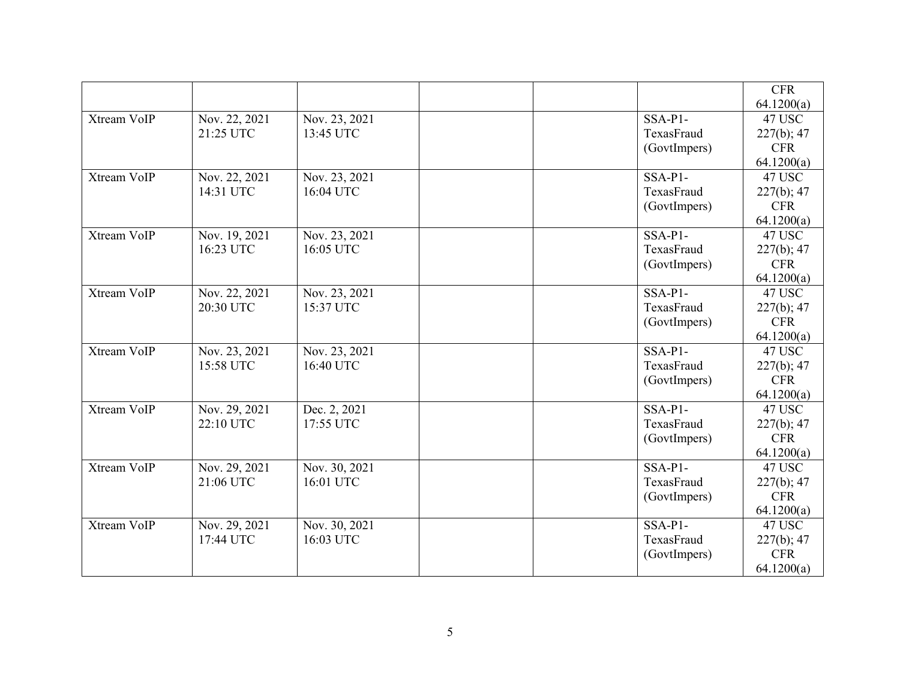| | | | | | | CFR 64.1200(a) |
|---|---|---|---|---|---|---|
| Xtream VoIP | Nov. 22, 2021 21:25 UTC | Nov. 23, 2021 13:45 UTC | | | SSA-P1-TexasFraud (GovtImpers) | 47 USC 227(b); 47 CFR 64.1200(a) |
| Xtream VoIP | Nov. 22, 2021 14:31 UTC | Nov. 23, 2021 16:04 UTC | | | SSA-P1-TexasFraud (GovtImpers) | 47 USC 227(b); 47 CFR 64.1200(a) |
| Xtream VoIP | Nov. 19, 2021 16:23 UTC | Nov. 23, 2021 16:05 UTC | | | SSA-P1-TexasFraud (GovtImpers) | 47 USC 227(b); 47 CFR 64.1200(a) |
| Xtream VoIP | Nov. 22, 2021 20:30 UTC | Nov. 23, 2021 15:37 UTC | | | SSA-P1-TexasFraud (GovtImpers) | 47 USC 227(b); 47 CFR 64.1200(a) |
| Xtream VoIP | Nov. 23, 2021 15:58 UTC | Nov. 23, 2021 16:40 UTC | | | SSA-P1-TexasFraud (GovtImpers) | 47 USC 227(b); 47 CFR 64.1200(a) |
| Xtream VoIP | Nov. 29, 2021 22:10 UTC | Dec. 2, 2021 17:55 UTC | | | SSA-P1-TexasFraud (GovtImpers) | 47 USC 227(b); 47 CFR 64.1200(a) |
| Xtream VoIP | Nov. 29, 2021 21:06 UTC | Nov. 30, 2021 16:01 UTC | | | SSA-P1-TexasFraud (GovtImpers) | 47 USC 227(b); 47 CFR 64.1200(a) |
| Xtream VoIP | Nov. 29, 2021 17:44 UTC | Nov. 30, 2021 16:03 UTC | | | SSA-P1-TexasFraud (GovtImpers) | 47 USC 227(b); 47 CFR 64.1200(a) |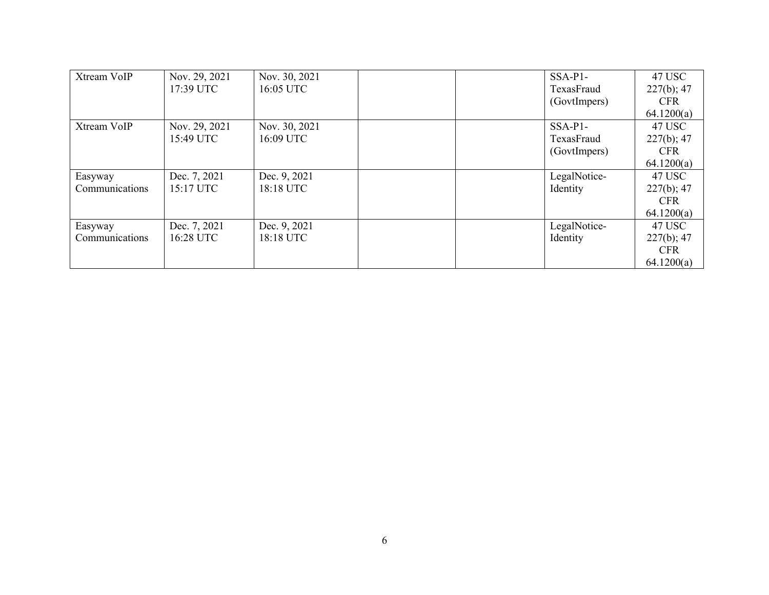| | | | | | | |
|---|---|---|---|---|---|---|
| Xtream VoIP | Nov. 29, 2021 17:39 UTC | Nov. 30, 2021 16:05 UTC | | | SSA-P1-TexasFraud (GovtImpers) | 47 USC 227(b); 47 CFR 64.1200(a) |
| Xtream VoIP | Nov. 29, 2021 15:49 UTC | Nov. 30, 2021 16:09 UTC | | | SSA-P1-TexasFraud (GovtImpers) | 47 USC 227(b); 47 CFR 64.1200(a) |
| Easyway Communications | Dec. 7, 2021 15:17 UTC | Dec. 9, 2021 18:18 UTC | | | LegalNotice-Identity | 47 USC 227(b); 47 CFR 64.1200(a) |
| Easyway Communications | Dec. 7, 2021 16:28 UTC | Dec. 9, 2021 18:18 UTC | | | LegalNotice-Identity | 47 USC 227(b); 47 CFR 64.1200(a) |